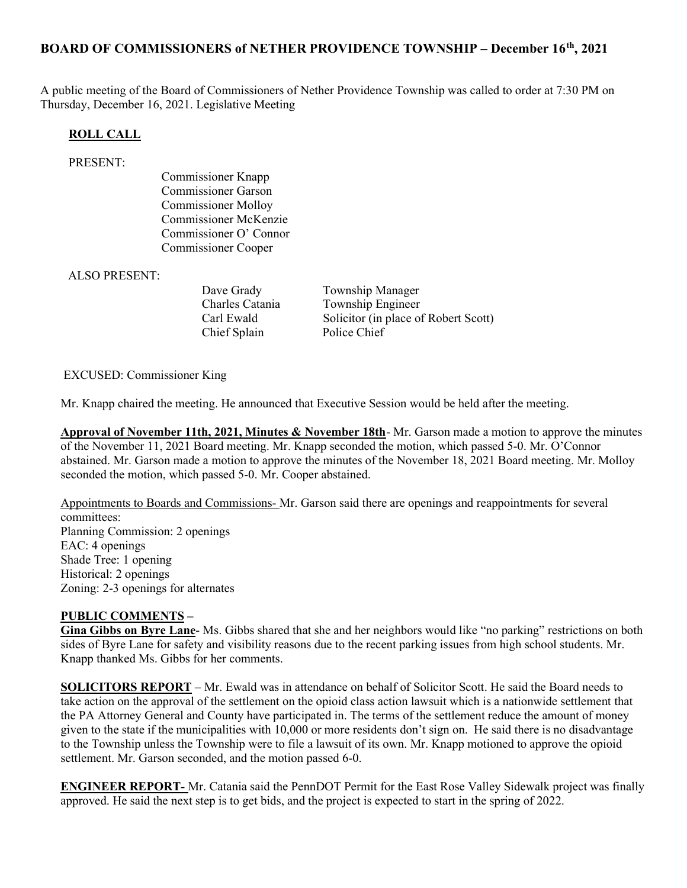## BOARD OF COMMISSIONERS of NETHER PROVIDENCE TOWNSHIP – December 16th, 2021

A public meeting of the Board of Commissioners of Nether Providence Township was called to order at 7:30 PM on Thursday, December 16, 2021. Legislative Meeting

### ROLL CALL

PRESENT:

Commissioner Knapp
Commissioner Garson
Commissioner Molloy
Commissioner McKenzie
Commissioner O' Connor
Commissioner Cooper

ALSO PRESENT:

| | |
|---|---|
| Dave Grady | Township Manager |
| Charles Catania | Township Engineer |
| Carl Ewald | Solicitor (in place of Robert Scott) |
| Chief Splain | Police Chief |

EXCUSED: Commissioner King

Mr. Knapp chaired the meeting. He announced that Executive Session would be held after the meeting.

**Approval of November 11th, 2021, Minutes & November 18th**- Mr. Garson made a motion to approve the minutes of the November 11, 2021 Board meeting. Mr. Knapp seconded the motion, which passed 5-0. Mr. O'Connor abstained. Mr. Garson made a motion to approve the minutes of the November 18, 2021 Board meeting. Mr. Molloy seconded the motion, which passed 5-0. Mr. Cooper abstained.

Appointments to Boards and Commissions- Mr. Garson said there are openings and reappointments for several committees:
Planning Commission: 2 openings
EAC: 4 openings
Shade Tree: 1 opening
Historical: 2 openings
Zoning: 2-3 openings for alternates

**PUBLIC COMMENTS –**

**Gina Gibbs on Byre Lane**- Ms. Gibbs shared that she and her neighbors would like "no parking" restrictions on both sides of Byre Lane for safety and visibility reasons due to the recent parking issues from high school students. Mr. Knapp thanked Ms. Gibbs for her comments.

**SOLICITORS REPORT** – Mr. Ewald was in attendance on behalf of Solicitor Scott. He said the Board needs to take action on the approval of the settlement on the opioid class action lawsuit which is a nationwide settlement that the PA Attorney General and County have participated in. The terms of the settlement reduce the amount of money given to the state if the municipalities with 10,000 or more residents don't sign on. He said there is no disadvantage to the Township unless the Township were to file a lawsuit of its own. Mr. Knapp motioned to approve the opioid settlement. Mr. Garson seconded, and the motion passed 6-0.

**ENGINEER REPORT-** Mr. Catania said the PennDOT Permit for the East Rose Valley Sidewalk project was finally approved. He said the next step is to get bids, and the project is expected to start in the spring of 2022.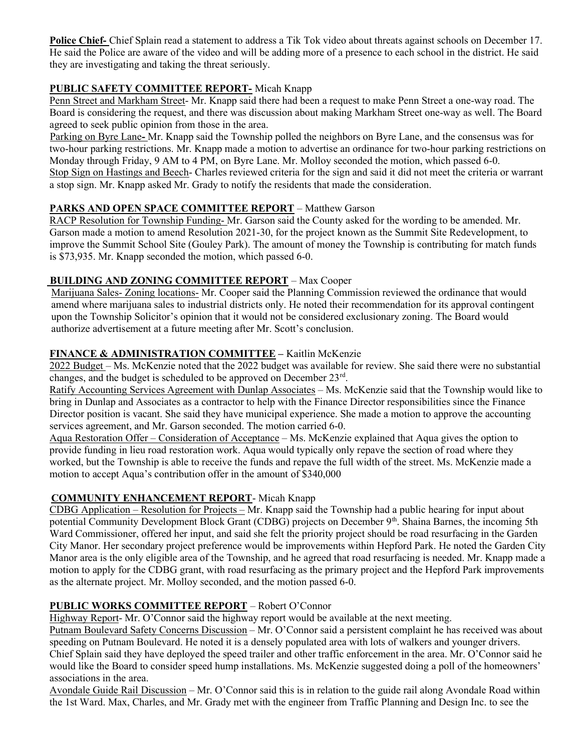**Police Chief-** Chief Splain read a statement to address a Tik Tok video about threats against schools on December 17. He said the Police are aware of the video and will be adding more of a presence to each school in the district. He said they are investigating and taking the threat seriously.

**PUBLIC SAFETY COMMITTEE REPORT-** Micah Knapp

Penn Street and Markham Street- Mr. Knapp said there had been a request to make Penn Street a one-way road. The Board is considering the request, and there was discussion about making Markham Street one-way as well. The Board agreed to seek public opinion from those in the area.

Parking on Byre Lane**-** Mr. Knapp said the Township polled the neighbors on Byre Lane, and the consensus was for two-hour parking restrictions. Mr. Knapp made a motion to advertise an ordinance for two-hour parking restrictions on Monday through Friday, 9 AM to 4 PM, on Byre Lane. Mr. Molloy seconded the motion, which passed 6-0.

Stop Sign on Hastings and Beech- Charles reviewed criteria for the sign and said it did not meet the criteria or warrant a stop sign. Mr. Knapp asked Mr. Grady to notify the residents that made the consideration.

**PARKS AND OPEN SPACE COMMITTEE REPORT** – Matthew Garson

RACP Resolution for Township Funding- Mr. Garson said the County asked for the wording to be amended. Mr. Garson made a motion to amend Resolution 2021-30, for the project known as the Summit Site Redevelopment, to improve the Summit School Site (Gouley Park). The amount of money the Township is contributing for match funds is $73,935. Mr. Knapp seconded the motion, which passed 6-0.

**BUILDING AND ZONING COMMITTEE REPORT** – Max Cooper

Marijuana Sales- Zoning locations- Mr. Cooper said the Planning Commission reviewed the ordinance that would amend where marijuana sales to industrial districts only. He noted their recommendation for its approval contingent upon the Township Solicitor's opinion that it would not be considered exclusionary zoning. The Board would authorize advertisement at a future meeting after Mr. Scott's conclusion.

**FINANCE & ADMINISTRATION COMMITTEE –** Kaitlin McKenzie

2022 Budget – Ms. McKenzie noted that the 2022 budget was available for review. She said there were no substantial changes, and the budget is scheduled to be approved on December 23rd.

Ratify Accounting Services Agreement with Dunlap Associates – Ms. McKenzie said that the Township would like to bring in Dunlap and Associates as a contractor to help with the Finance Director responsibilities since the Finance Director position is vacant. She said they have municipal experience. She made a motion to approve the accounting services agreement, and Mr. Garson seconded. The motion carried 6-0.

Aqua Restoration Offer – Consideration of Acceptance – Ms. McKenzie explained that Aqua gives the option to provide funding in lieu road restoration work. Aqua would typically only repave the section of road where they worked, but the Township is able to receive the funds and repave the full width of the street. Ms. McKenzie made a motion to accept Aqua's contribution offer in the amount of $340,000

**COMMUNITY ENHANCEMENT REPORT**- Micah Knapp

CDBG Application – Resolution for Projects – Mr. Knapp said the Township had a public hearing for input about potential Community Development Block Grant (CDBG) projects on December 9th. Shaina Barnes, the incoming 5th Ward Commissioner, offered her input, and said she felt the priority project should be road resurfacing in the Garden City Manor. Her secondary project preference would be improvements within Hepford Park. He noted the Garden City Manor area is the only eligible area of the Township, and he agreed that road resurfacing is needed. Mr. Knapp made a motion to apply for the CDBG grant, with road resurfacing as the primary project and the Hepford Park improvements as the alternate project. Mr. Molloy seconded, and the motion passed 6-0.

**PUBLIC WORKS COMMITTEE REPORT** – Robert O'Connor

Highway Report- Mr. O'Connor said the highway report would be available at the next meeting.

Putnam Boulevard Safety Concerns Discussion – Mr. O'Connor said a persistent complaint he has received was about speeding on Putnam Boulevard. He noted it is a densely populated area with lots of walkers and younger drivers. Chief Splain said they have deployed the speed trailer and other traffic enforcement in the area. Mr. O'Connor said he would like the Board to consider speed hump installations. Ms. McKenzie suggested doing a poll of the homeowners' associations in the area.

Avondale Guide Rail Discussion – Mr. O'Connor said this is in relation to the guide rail along Avondale Road within the 1st Ward. Max, Charles, and Mr. Grady met with the engineer from Traffic Planning and Design Inc. to see the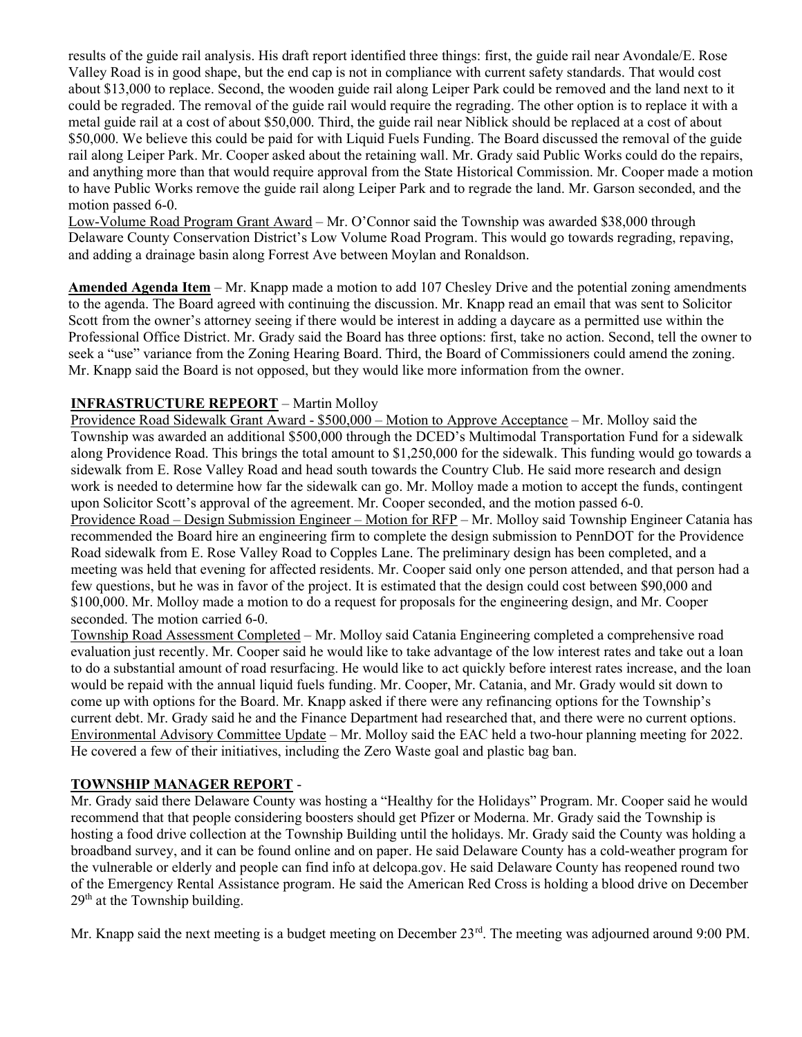results of the guide rail analysis. His draft report identified three things: first, the guide rail near Avondale/E. Rose Valley Road is in good shape, but the end cap is not in compliance with current safety standards. That would cost about $13,000 to replace. Second, the wooden guide rail along Leiper Park could be removed and the land next to it could be regraded. The removal of the guide rail would require the regrading. The other option is to replace it with a metal guide rail at a cost of about $50,000. Third, the guide rail near Niblick should be replaced at a cost of about $50,000. We believe this could be paid for with Liquid Fuels Funding. The Board discussed the removal of the guide rail along Leiper Park. Mr. Cooper asked about the retaining wall. Mr. Grady said Public Works could do the repairs, and anything more than that would require approval from the State Historical Commission. Mr. Cooper made a motion to have Public Works remove the guide rail along Leiper Park and to regrade the land. Mr. Garson seconded, and the motion passed 6-0.

Low-Volume Road Program Grant Award – Mr. O'Connor said the Township was awarded $38,000 through Delaware County Conservation District's Low Volume Road Program. This would go towards regrading, repaving, and adding a drainage basin along Forrest Ave between Moylan and Ronaldson.

**Amended Agenda Item** – Mr. Knapp made a motion to add 107 Chesley Drive and the potential zoning amendments to the agenda. The Board agreed with continuing the discussion. Mr. Knapp read an email that was sent to Solicitor Scott from the owner's attorney seeing if there would be interest in adding a daycare as a permitted use within the Professional Office District. Mr. Grady said the Board has three options: first, take no action. Second, tell the owner to seek a "use" variance from the Zoning Hearing Board. Third, the Board of Commissioners could amend the zoning. Mr. Knapp said the Board is not opposed, but they would like more information from the owner.

## INFRASTRUCTURE REPEORT – Martin Molloy

Providence Road Sidewalk Grant Award - $500,000 – Motion to Approve Acceptance – Mr. Molloy said the Township was awarded an additional $500,000 through the DCED's Multimodal Transportation Fund for a sidewalk along Providence Road. This brings the total amount to $1,250,000 for the sidewalk. This funding would go towards a sidewalk from E. Rose Valley Road and head south towards the Country Club. He said more research and design work is needed to determine how far the sidewalk can go. Mr. Molloy made a motion to accept the funds, contingent upon Solicitor Scott's approval of the agreement. Mr. Cooper seconded, and the motion passed 6-0.

Providence Road – Design Submission Engineer – Motion for RFP – Mr. Molloy said Township Engineer Catania has recommended the Board hire an engineering firm to complete the design submission to PennDOT for the Providence Road sidewalk from E. Rose Valley Road to Copples Lane. The preliminary design has been completed, and a meeting was held that evening for affected residents. Mr. Cooper said only one person attended, and that person had a few questions, but he was in favor of the project. It is estimated that the design could cost between $90,000 and $100,000. Mr. Molloy made a motion to do a request for proposals for the engineering design, and Mr. Cooper seconded. The motion carried 6-0.

Township Road Assessment Completed – Mr. Molloy said Catania Engineering completed a comprehensive road evaluation just recently. Mr. Cooper said he would like to take advantage of the low interest rates and take out a loan to do a substantial amount of road resurfacing. He would like to act quickly before interest rates increase, and the loan would be repaid with the annual liquid fuels funding. Mr. Cooper, Mr. Catania, and Mr. Grady would sit down to come up with options for the Board. Mr. Knapp asked if there were any refinancing options for the Township's current debt. Mr. Grady said he and the Finance Department had researched that, and there were no current options.

Environmental Advisory Committee Update – Mr. Molloy said the EAC held a two-hour planning meeting for 2022. He covered a few of their initiatives, including the Zero Waste goal and plastic bag ban.

## TOWNSHIP MANAGER REPORT -

Mr. Grady said there Delaware County was hosting a "Healthy for the Holidays" Program. Mr. Cooper said he would recommend that that people considering boosters should get Pfizer or Moderna. Mr. Grady said the Township is hosting a food drive collection at the Township Building until the holidays. Mr. Grady said the County was holding a broadband survey, and it can be found online and on paper. He said Delaware County has a cold-weather program for the vulnerable or elderly and people can find info at delcopa.gov. He said Delaware County has reopened round two of the Emergency Rental Assistance program. He said the American Red Cross is holding a blood drive on December 29th at the Township building.

Mr. Knapp said the next meeting is a budget meeting on December 23rd. The meeting was adjourned around 9:00 PM.